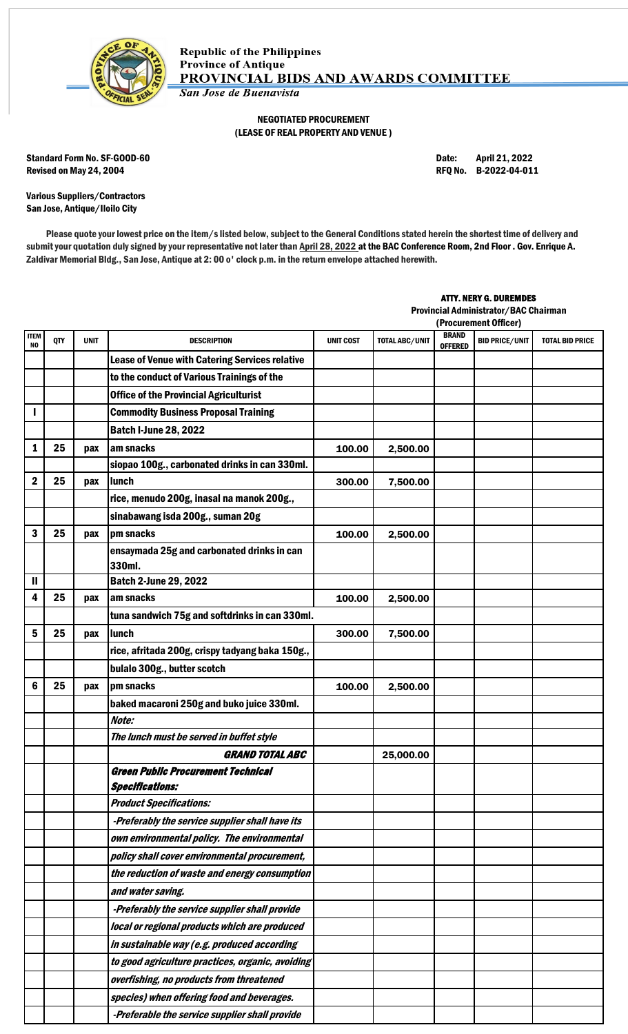Republic of the Philippines
Province of Antique
**PROVINCIAL BIDS AND AWARDS COMMITTEE**
*San Jose de Buenavista*

**NEGOTIATED PROCUREMENT**
**(LEASE OF REAL PROPERTY AND VENUE )**

**Standard Form No. SF-GOOD-60**
**Revised on May 24, 2004**

**Date: April 21, 2022**
**RFQ No. B-2022-04-011**

**Various Suppliers/Contractors**
**San Jose, Antique/Iloilo City**

Please quote your lowest price on the item/s listed below, subject to the General Conditions stated herein the shortest time of delivery and submit your quotation duly signed by your representative not later than April 28, 2022 at the BAC Conference Room, 2nd Floor . Gov. Enrique A. Zaldivar Memorial Bldg., San Jose, Antique at 2: 00 o' clock p.m. in the return envelope attached herewith.

**ATTY. NERY G. DUREMDES**
**Provincial Administrator/BAC Chairman**
**(Procurement Officer)**

| ITEM NO | QTY | UNIT | DESCRIPTION | UNIT COST | TOTAL ABC/UNIT | BRAND OFFERED | BID PRICE/UNIT | TOTAL BID PRICE |
|---|---|---|---|---|---|---|---|---|
| | | | **Lease of Venue with Catering Services relative** | | | | | |
| | | | **to the conduct of Various Trainings of the** | | | | | |
| | | | **Office of the Provincial Agriculturist** | | | | | |
| I | | | **Commodity Business Proposal Training** | | | | | |
| | | | **Batch I-June 28, 2022** | | | | | |
| 1 | 25 | pax | am snacks | 100.00 | 2,500.00 | | | |
| | | | siopao 100g., carbonated drinks in can 330ml. | | | | | |
| 2 | 25 | pax | lunch | 300.00 | 7,500.00 | | | |
| | | | rice, menudo 200g, inasal na manok 200g., | | | | | |
| | | | sinabawang isda 200g., suman 20g | | | | | |
| 3 | 25 | pax | pm snacks | 100.00 | 2,500.00 | | | |
| | | | ensaymada 25g and carbonated drinks in can 330ml. | | | | | |
| II | | | **Batch 2-June 29, 2022** | | | | | |
| 4 | 25 | pax | am snacks | 100.00 | 2,500.00 | | | |
| | | | tuna sandwich 75g and softdrinks in can 330ml. | | | | | |
| 5 | 25 | pax | lunch | 300.00 | 7,500.00 | | | |
| | | | rice, afritada 200g, crispy tadyang baka 150g., | | | | | |
| | | | bulalo 300g., butter scotch | | | | | |
| 6 | 25 | pax | pm snacks | 100.00 | 2,500.00 | | | |
| | | | baked macaroni 250g and buko juice 330ml. | | | | | |
| | | | *Note:* | | | | | |
| | | | *The lunch must be served in buffet style* | | | | | |
| | | | ***GRAND TOTAL ABC*** | | 25,000.00 | | | |
| | | | ***Green Public Procurement Technical Specifications:*** | | | | | |
| | | | *Product Specifications:* | | | | | |
| | | | *-Preferably the service supplier shall have its* | | | | | |
| | | | *own environmental policy. The environmental* | | | | | |
| | | | *policy shall cover environmental procurement,* | | | | | |
| | | | *the reduction of waste and energy consumption* | | | | | |
| | | | *and water saving.* | | | | | |
| | | | *-Preferably the service supplier shall provide* | | | | | |
| | | | *local or regional products which are produced* | | | | | |
| | | | *in sustainable way (e.g. produced according* | | | | | |
| | | | *to good agriculture practices, organic, avoiding* | | | | | |
| | | | *overfishing, no products from threatened* | | | | | |
| | | | *species) when offering food and beverages.* | | | | | |
| | | | *-Preferable the service supplier shall provide* | | | | | |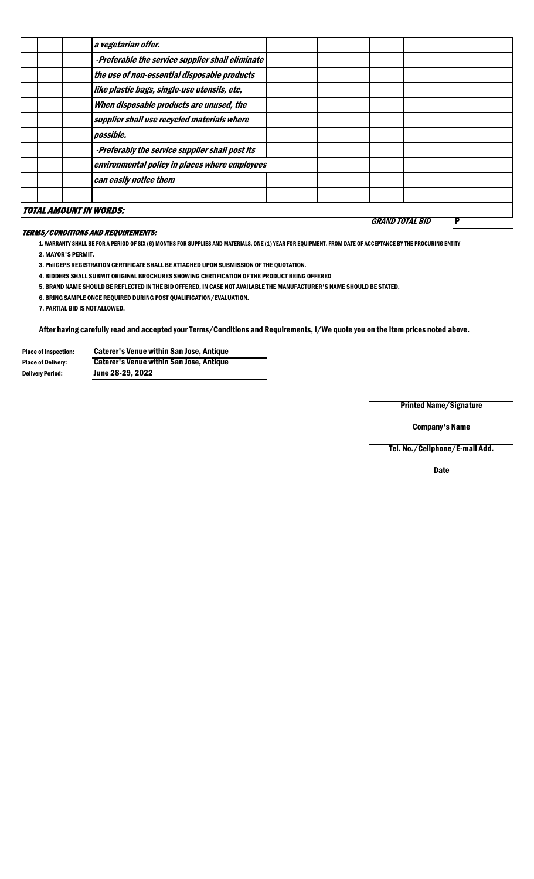| | | | | | | | | |
|---|---|---|---|---|---|---|---|---|
| | | | *a vegetarian offer.* | | | | | |
| | | | *-Preferable the service supplier shall eliminate* | | | | | |
| | | | *the use of non-essential disposable products* | | | | | |
| | | | *like plastic bags, single-use utensils, etc,* | | | | | |
| | | | *When disposable products are unused, the* | | | | | |
| | | | *supplier shall use recycled materials where* | | | | | |
| | | | *possible.* | | | | | |
| | | | *-Preferably the service supplier shall post its* | | | | | |
| | | | *environmental policy in places where employees* | | | | | |
| | | | *can easily notice them* | | | | | |
| | | | | | | | | |

***TOTAL AMOUNT IN WORDS:***

***GRAND TOTAL BID*** **P**

***TERMS/CONDITIONS AND REQUIREMENTS:***

1. WARRANTY SHALL BE FOR A PERIOD OF SIX (6) MONTHS FOR SUPPLIES AND MATERIALS, ONE (1) YEAR FOR EQUIPMENT, FROM DATE OF ACCEPTANCE BY THE PROCURING ENTITY
2. MAYOR'S PERMIT.
3. PhilGEPS REGISTRATION CERTIFICATE SHALL BE ATTACHED UPON SUBMISSION OF THE QUOTATION.
4. BIDDERS SHALL SUBMIT ORIGINAL BROCHURES SHOWING CERTIFICATION OF THE PRODUCT BEING OFFERED
5. BRAND NAME SHOULD BE REFLECTED IN THE BID OFFERED, IN CASE NOT AVAILABLE THE MANUFACTURER'S NAME SHOULD BE STATED.
6. BRING SAMPLE ONCE REQUIRED DURING POST QUALIFICATION/EVALUATION.
7. PARTIAL BID IS NOT ALLOWED.

After having carefully read and accepted your Terms/Conditions and Requirements, I/We quote you on the item prices noted above.

**Place of Inspection:** Caterer's Venue within San Jose, Antique

**Place of Delivery:** Caterer's Venue within San Jose, Antique

**Delivery Period:** June 28-29, 2022

Printed Name/Signature

Company's Name

Tel. No./Cellphone/E-mail Add.

Date